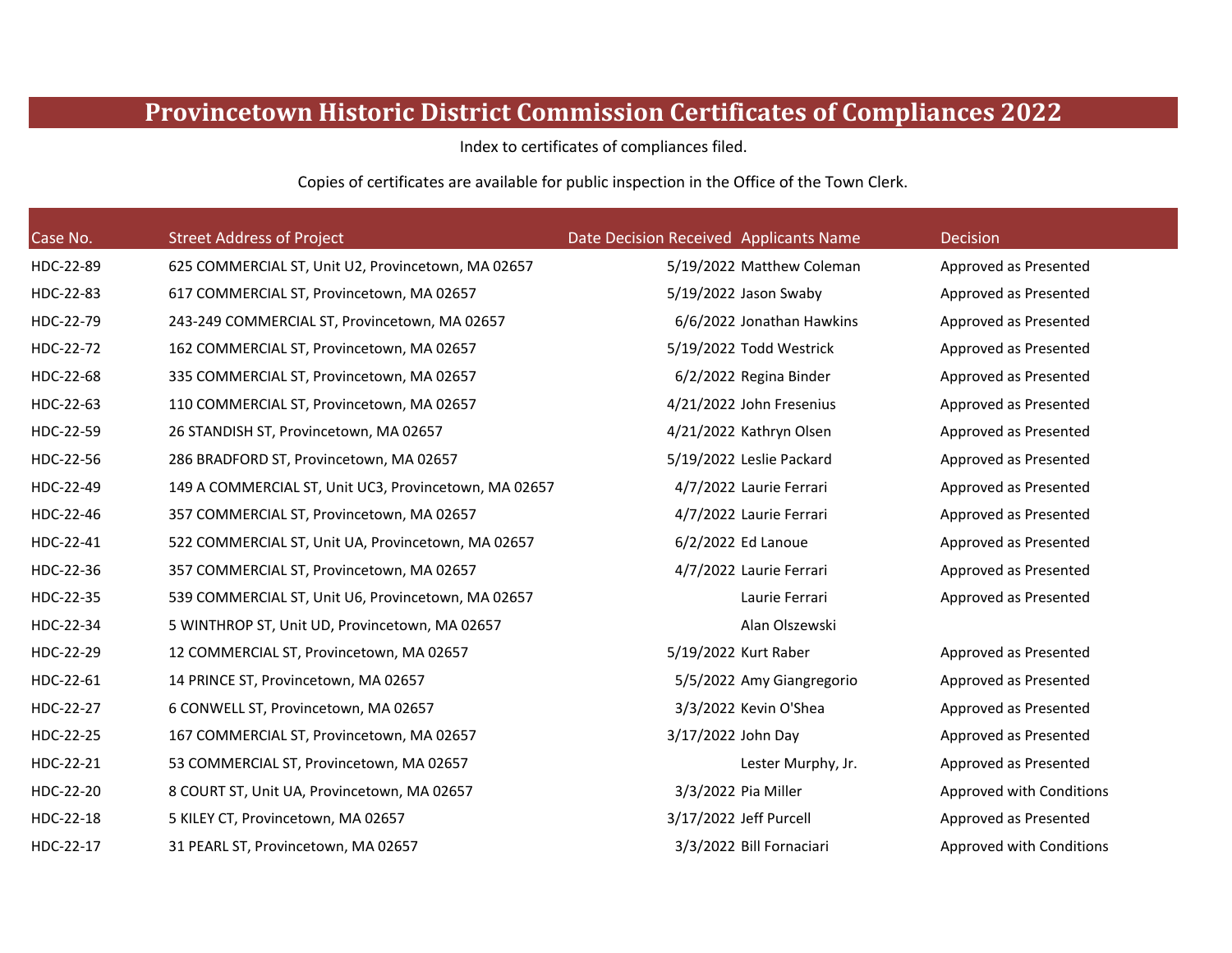# Provincetown Historic District Commission Certificates of Compliances 2022

Index to certificates of compliances filed.

Copies of certificates are available for public inspection in the Office of the Town Clerk.

| Case No. | Street Address of Project | Date Decision Received | Applicants Name | Decision |
|---|---|---|---|---|
| HDC-22-89 | 625 COMMERCIAL ST, Unit U2, Provincetown, MA 02657 | 5/19/2022 | Matthew Coleman | Approved as Presented |
| HDC-22-83 | 617 COMMERCIAL ST, Provincetown, MA 02657 | 5/19/2022 | Jason Swaby | Approved as Presented |
| HDC-22-79 | 243-249 COMMERCIAL ST, Provincetown, MA 02657 | 6/6/2022 | Jonathan Hawkins | Approved as Presented |
| HDC-22-72 | 162 COMMERCIAL ST, Provincetown, MA 02657 | 5/19/2022 | Todd Westrick | Approved as Presented |
| HDC-22-68 | 335 COMMERCIAL ST, Provincetown, MA 02657 | 6/2/2022 | Regina Binder | Approved as Presented |
| HDC-22-63 | 110 COMMERCIAL ST, Provincetown, MA 02657 | 4/21/2022 | John Fresenius | Approved as Presented |
| HDC-22-59 | 26 STANDISH ST, Provincetown, MA 02657 | 4/21/2022 | Kathryn Olsen | Approved as Presented |
| HDC-22-56 | 286 BRADFORD ST, Provincetown, MA 02657 | 5/19/2022 | Leslie Packard | Approved as Presented |
| HDC-22-49 | 149 A COMMERCIAL ST, Unit UC3, Provincetown, MA 02657 | 4/7/2022 | Laurie Ferrari | Approved as Presented |
| HDC-22-46 | 357 COMMERCIAL ST, Provincetown, MA 02657 | 4/7/2022 | Laurie Ferrari | Approved as Presented |
| HDC-22-41 | 522 COMMERCIAL ST, Unit UA, Provincetown, MA 02657 | 6/2/2022 | Ed Lanoue | Approved as Presented |
| HDC-22-36 | 357 COMMERCIAL ST, Provincetown, MA 02657 | 4/7/2022 | Laurie Ferrari | Approved as Presented |
| HDC-22-35 | 539 COMMERCIAL ST, Unit U6, Provincetown, MA 02657 | | Laurie Ferrari | Approved as Presented |
| HDC-22-34 | 5 WINTHROP ST, Unit UD, Provincetown, MA 02657 | | Alan Olszewski | |
| HDC-22-29 | 12 COMMERCIAL ST, Provincetown, MA 02657 | 5/19/2022 | Kurt Raber | Approved as Presented |
| HDC-22-61 | 14 PRINCE ST, Provincetown, MA 02657 | 5/5/2022 | Amy Giangregorio | Approved as Presented |
| HDC-22-27 | 6 CONWELL ST, Provincetown, MA 02657 | 3/3/2022 | Kevin O'Shea | Approved as Presented |
| HDC-22-25 | 167 COMMERCIAL ST, Provincetown, MA 02657 | 3/17/2022 | John Day | Approved as Presented |
| HDC-22-21 | 53 COMMERCIAL ST, Provincetown, MA 02657 | | Lester Murphy, Jr. | Approved as Presented |
| HDC-22-20 | 8 COURT ST, Unit UA, Provincetown, MA 02657 | 3/3/2022 | Pia Miller | Approved with Conditions |
| HDC-22-18 | 5 KILEY CT, Provincetown, MA 02657 | 3/17/2022 | Jeff Purcell | Approved as Presented |
| HDC-22-17 | 31 PEARL ST, Provincetown, MA 02657 | 3/3/2022 | Bill Fornaciari | Approved with Conditions |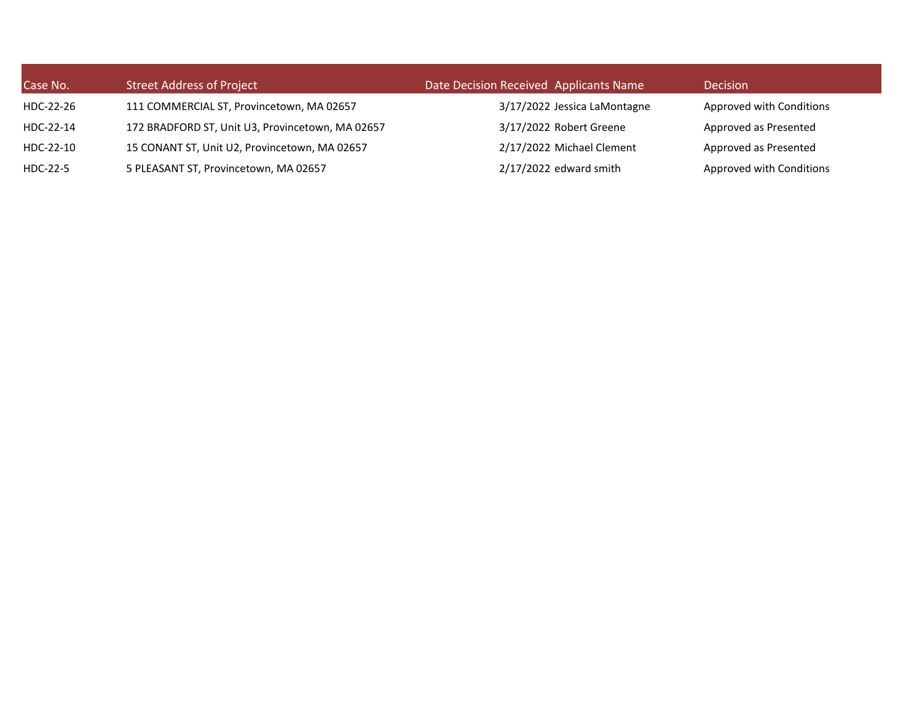| Case No. | Street Address of Project | Date Decision Received | Applicants Name | Decision |
|---|---|---|---|---|
| HDC-22-26 | 111 COMMERCIAL ST, Provincetown, MA 02657 | 3/17/2022 | Jessica LaMontagne | Approved with Conditions |
| HDC-22-14 | 172 BRADFORD ST, Unit U3, Provincetown, MA 02657 | 3/17/2022 | Robert Greene | Approved as Presented |
| HDC-22-10 | 15 CONANT ST, Unit U2, Provincetown, MA 02657 | 2/17/2022 | Michael Clement | Approved as Presented |
| HDC-22-5 | 5 PLEASANT ST, Provincetown, MA 02657 | 2/17/2022 | edward smith | Approved with Conditions |